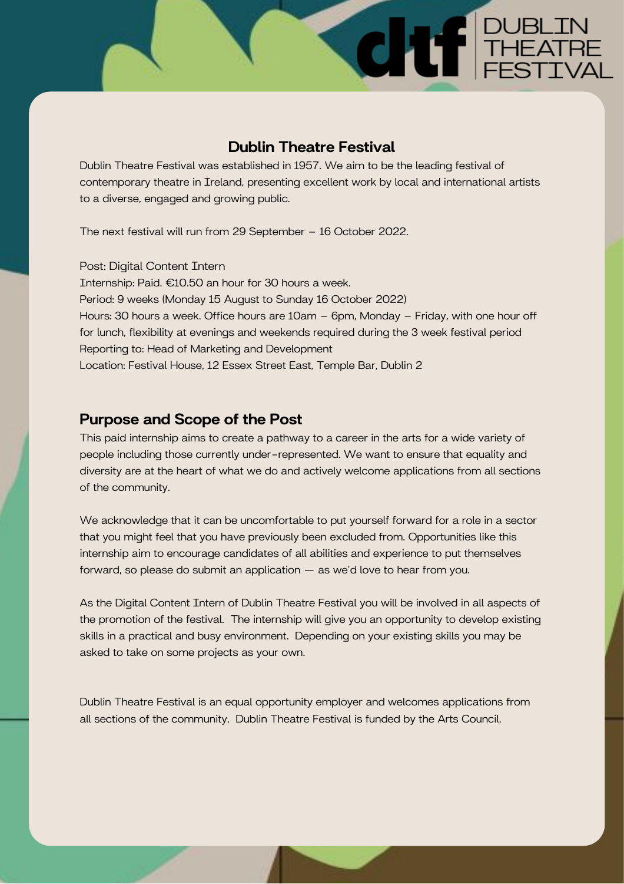## Dublin Theatre Festival

Dublin Theatre Festival was established in 1957. We aim to be the leading festival of contemporary theatre in Ireland, presenting excellent work by local and international artists to a diverse, engaged and growing public.

The next festival will run from 29 September – 16 October 2022.

Post: Digital Content Intern
Internship: Paid. €10.50 an hour for 30 hours a week.
Period: 9 weeks (Monday 15 August to Sunday 16 October 2022)
Hours: 30 hours a week. Office hours are 10am – 6pm, Monday – Friday, with one hour off for lunch, flexibility at evenings and weekends required during the 3 week festival period
Reporting to: Head of Marketing and Development
Location: Festival House, 12 Essex Street East, Temple Bar, Dublin 2

## Purpose and Scope of the Post

This paid internship aims to create a pathway to a career in the arts for a wide variety of people including those currently under-represented. We want to ensure that equality and diversity are at the heart of what we do and actively welcome applications from all sections of the community.

We acknowledge that it can be uncomfortable to put yourself forward for a role in a sector that you might feel that you have previously been excluded from. Opportunities like this internship aim to encourage candidates of all abilities and experience to put themselves forward, so please do submit an application — as we'd love to hear from you.

As the Digital Content Intern of Dublin Theatre Festival you will be involved in all aspects of the promotion of the festival. The internship will give you an opportunity to develop existing skills in a practical and busy environment. Depending on your existing skills you may be asked to take on some projects as your own.

Dublin Theatre Festival is an equal opportunity employer and welcomes applications from all sections of the community. Dublin Theatre Festival is funded by the Arts Council.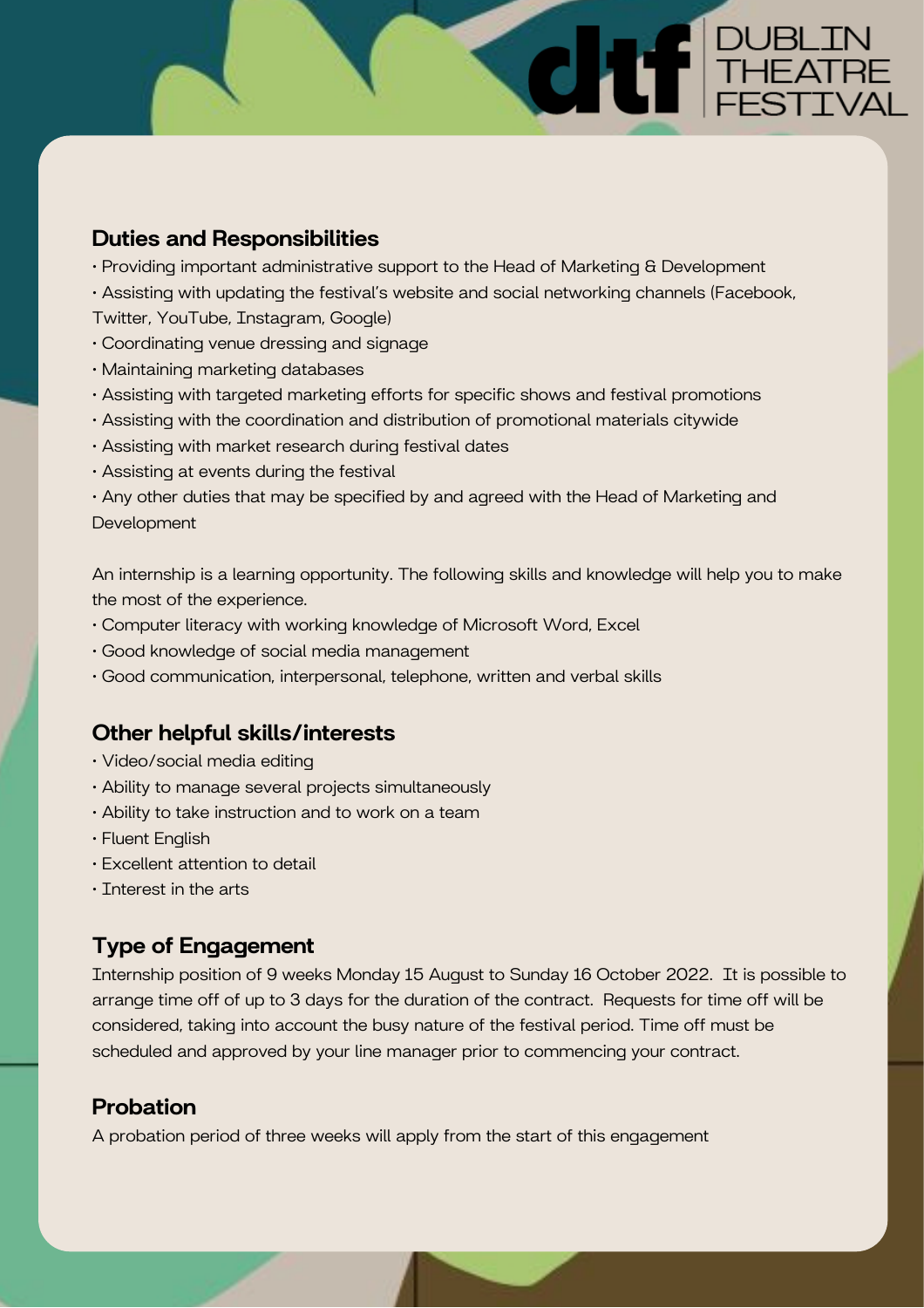## Duties and Responsibilities

- Providing important administrative support to the Head of Marketing & Development
- Assisting with updating the festival's website and social networking channels (Facebook, Twitter, YouTube, Instagram, Google)
- Coordinating venue dressing and signage
- Maintaining marketing databases
- Assisting with targeted marketing efforts for specific shows and festival promotions
- Assisting with the coordination and distribution of promotional materials citywide
- Assisting with market research during festival dates
- Assisting at events during the festival
- Any other duties that may be specified by and agreed with the Head of Marketing and Development

An internship is a learning opportunity. The following skills and knowledge will help you to make the most of the experience.

- Computer literacy with working knowledge of Microsoft Word, Excel
- Good knowledge of social media management
- Good communication, interpersonal, telephone, written and verbal skills

## Other helpful skills/interests

- Video/social media editing
- Ability to manage several projects simultaneously
- Ability to take instruction and to work on a team
- Fluent English
- Excellent attention to detail
- Interest in the arts

## Type of Engagement

Internship position of 9 weeks Monday 15 August to Sunday 16 October 2022. It is possible to arrange time off of up to 3 days for the duration of the contract. Requests for time off will be considered, taking into account the busy nature of the festival period. Time off must be scheduled and approved by your line manager prior to commencing your contract.

## Probation

A probation period of three weeks will apply from the start of this engagement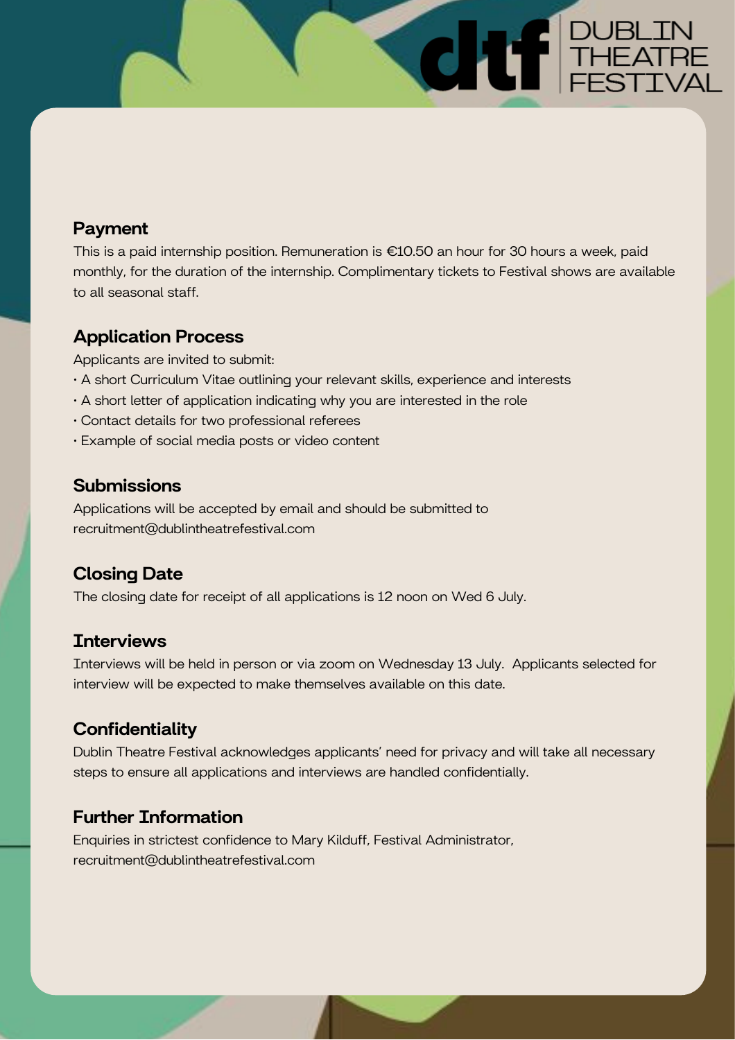## Payment

This is a paid internship position. Remuneration is €10.50 an hour for 30 hours a week, paid monthly, for the duration of the internship. Complimentary tickets to Festival shows are available to all seasonal staff.

## Application Process

Applicants are invited to submit:

- A short Curriculum Vitae outlining your relevant skills, experience and interests
- A short letter of application indicating why you are interested in the role
- Contact details for two professional referees
- Example of social media posts or video content

## Submissions

Applications will be accepted by email and should be submitted to recruitment@dublintheatrefestival.com

## Closing Date

The closing date for receipt of all applications is 12 noon on Wed 6 July.

## Interviews

Interviews will be held in person or via zoom on Wednesday 13 July. Applicants selected for interview will be expected to make themselves available on this date.

## Confidentiality

Dublin Theatre Festival acknowledges applicants' need for privacy and will take all necessary steps to ensure all applications and interviews are handled confidentially.

## Further Information

Enquiries in strictest confidence to Mary Kilduff, Festival Administrator, recruitment@dublintheatrefestival.com